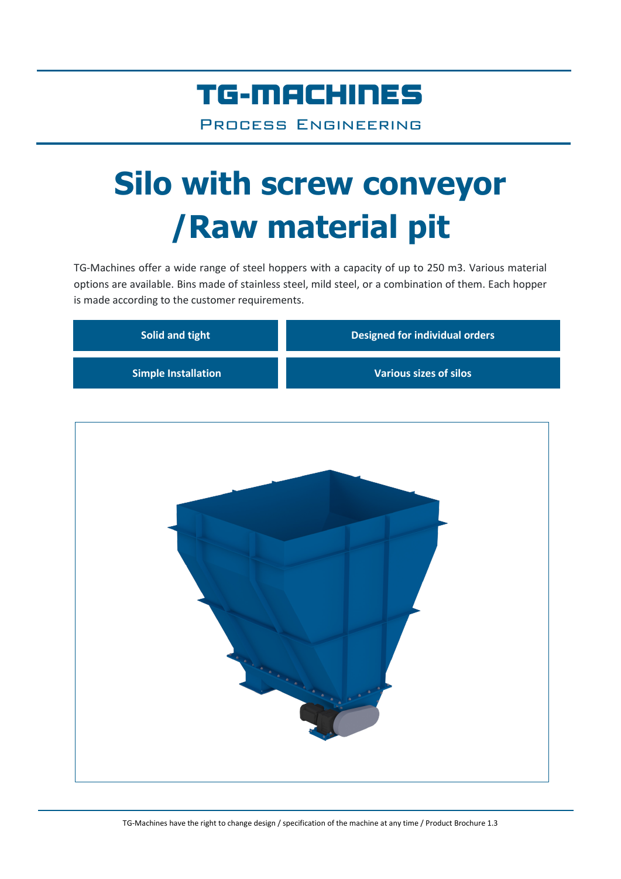# TG-MACHINES

PROCESS ENGINEERING

# Silo with screw conveyor /Raw material pit

TG-Machines offer a wide range of steel hoppers with a capacity of up to 250 m3. Various material options are available. Bins made of stainless steel, mild steel, or a combination of them. Each hopper is made according to the customer requirements.

| | |
|---|---|
| **Solid and tight** | **Designed for individual orders** |
| **Simple Installation** | **Various sizes of silos** |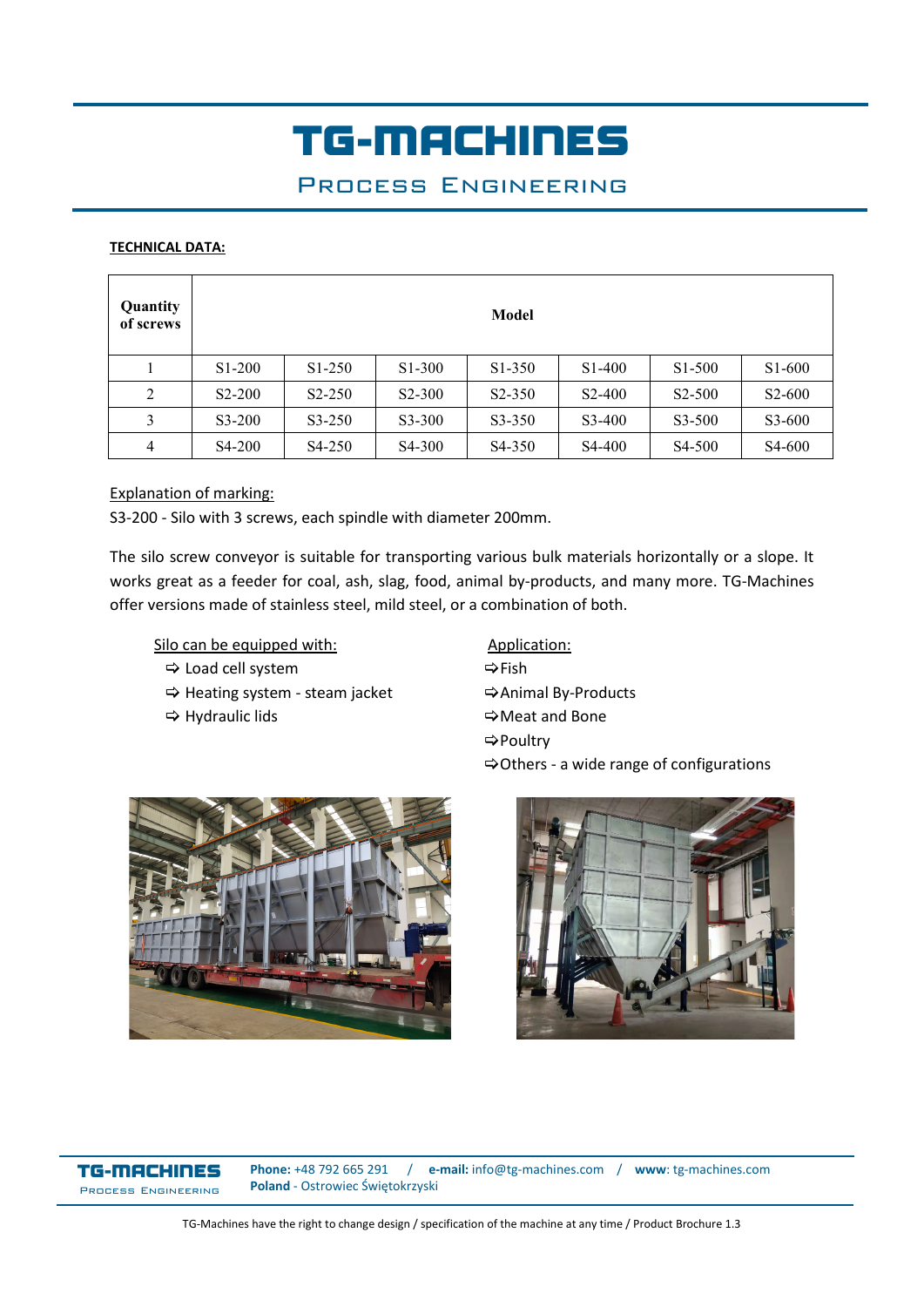# TG-MACHINES

## Process Engineering

**TECHNICAL DATA:**

| Quantity of screws | Model | | | | | | |
|---|---|---|---|---|---|---|---|
| 1 | S1-200 | S1-250 | S1-300 | S1-350 | S1-400 | S1-500 | S1-600 |
| 2 | S2-200 | S2-250 | S2-300 | S2-350 | S2-400 | S2-500 | S2-600 |
| 3 | S3-200 | S3-250 | S3-300 | S3-350 | S3-400 | S3-500 | S3-600 |
| 4 | S4-200 | S4-250 | S4-300 | S4-350 | S4-400 | S4-500 | S4-600 |

Explanation of marking:

S3-200 - Silo with 3 screws, each spindle with diameter 200mm.

The silo screw conveyor is suitable for transporting various bulk materials horizontally or a slope. It works great as a feeder for coal, ash, slag, food, animal by-products, and many more. TG-Machines offer versions made of stainless steel, mild steel, or a combination of both.

Silo can be equipped with:

- ⇨ Load cell system
- ⇨ Heating system - steam jacket
- ⇨ Hydraulic lids

Application:

- ⇨Fish
- ⇨Animal By-Products
- ⇨Meat and Bone
- ⇨Poultry
- ⇨Others - a wide range of configurations

**Phone:** +48 792 665 291 / **e-mail:** info@tg-machines.com / **www**: tg-machines.com
**Poland** - Ostrowiec Świętokrzyski

TG-Machines have the right to change design / specification of the machine at any time / Product Brochure 1.3